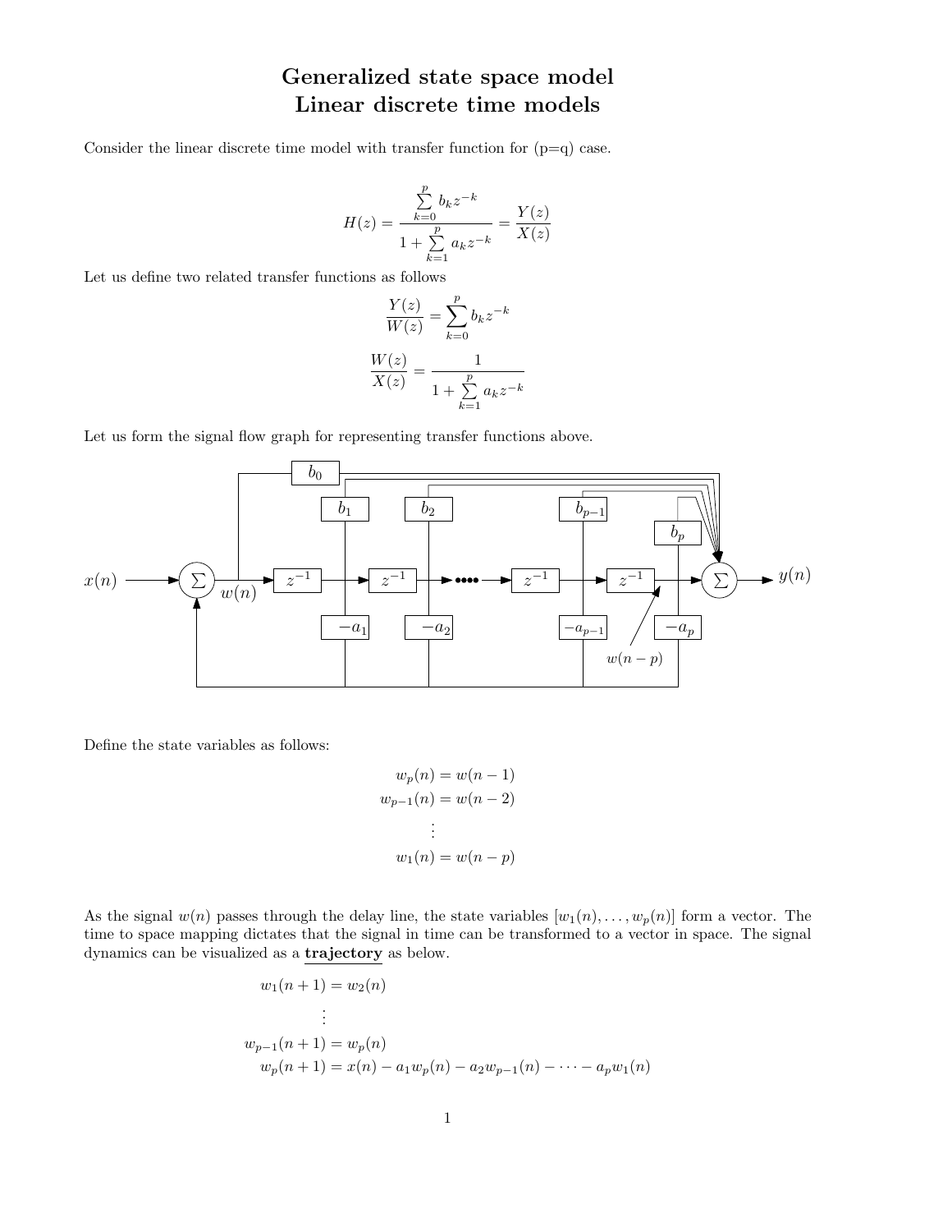# Generalized state space model
# Linear discrete time models

Consider the linear discrete time model with transfer function for (p=q) case.

$$H(z) = \frac{\sum_{k=0}^{p} b_k z^{-k}}{1 + \sum_{k=1}^{p} a_k z^{-k}} = \frac{Y(z)}{X(z)}$$

Let us define two related transfer functions as follows

$$\frac{Y(z)}{W(z)} = \sum_{k=0}^{p} b_k z^{-k}$$

$$\frac{W(z)}{X(z)} = \frac{1}{1 + \sum_{k=1}^{p} a_k z^{-k}}$$

Let us form the signal flow graph for representing transfer functions above.

Define the state variables as follows:

$$\begin{aligned}
w_p(n) &= w(n-1) \\
w_{p-1}(n) &= w(n-2) \\
&\vdots \\
w_1(n) &= w(n-p)
\end{aligned}$$

As the signal $w(n)$ passes through the delay line, the state variables $[w_1(n), \ldots, w_p(n)]$ form a vector. The time to space mapping dictates that the signal in time can be transformed to a vector in space. The signal dynamics can be visualized as a **trajectory** as below.

$$\begin{aligned}
w_1(n+1) &= w_2(n) \\
&\vdots \\
w_{p-1}(n+1) &= w_p(n) \\
w_p(n+1) &= x(n) - a_1 w_p(n) - a_2 w_{p-1}(n) - \cdots - a_p w_1(n)
\end{aligned}$$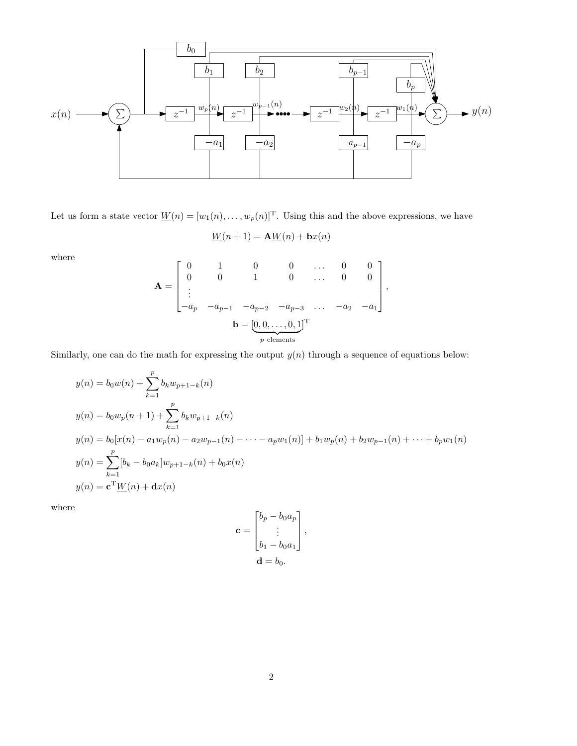x(n)

$\Sigma$

$b_0$

$b_1$

$b_2$

$b_{p-1}$

$b_p$

$z^{-1}$

$w_p(n)$

$w_{p-1}(n)$

$w_2(n)$

$w_1(n)$

$-a_1$

$-a_2$

$-a_{p-1}$

$-a_p$

y(n)

Let us form a state vector $\underline{W}(n) = [w_1(n), \ldots, w_p(n)]^{\mathrm{T}}$. Using this and the above expressions, we have

$$\underline{W}(n+1) = \mathbf{A}\underline{W}(n) + \mathbf{b}x(n)$$

where

$$\mathbf{A} = \begin{bmatrix} 0 & 1 & 0 & 0 & \ldots & 0 & 0 \\ 0 & 0 & 1 & 0 & \ldots & 0 & 0 \\ \vdots & & & & & & \\ -a_p & -a_{p-1} & -a_{p-2} & -a_{p-3} & \ldots & -a_2 & -a_1 \end{bmatrix},$$

$$\mathbf{b} = [\underbrace{0, 0, \ldots, 0, 1}_{p \text{ elements}}]^{\mathrm{T}}$$

Similarly, one can do the math for expressing the output $y(n)$ through a sequence of equations below:

$$y(n) = b_0 w(n) + \sum_{k=1}^{p} b_k w_{p+1-k}(n)$$

$$y(n) = b_0 w_p(n+1) + \sum_{k=1}^{p} b_k w_{p+1-k}(n)$$

$$y(n) = b_0[x(n) - a_1 w_p(n) - a_2 w_{p-1}(n) - \cdots - a_p w_1(n)] + b_1 w_p(n) + b_2 w_{p-1}(n) + \cdots + b_p w_1(n)$$

$$y(n) = \sum_{k=1}^{p} [b_k - b_0 a_k] w_{p+1-k}(n) + b_0 x(n)$$

$$y(n) = \mathbf{c}^{\mathrm{T}} \underline{W}(n) + \mathbf{d}x(n)$$

where

$$\mathbf{c} = \begin{bmatrix} b_p - b_0 a_p \\ \vdots \\ b_1 - b_0 a_1 \end{bmatrix},$$

$$\mathbf{d} = b_0.$$